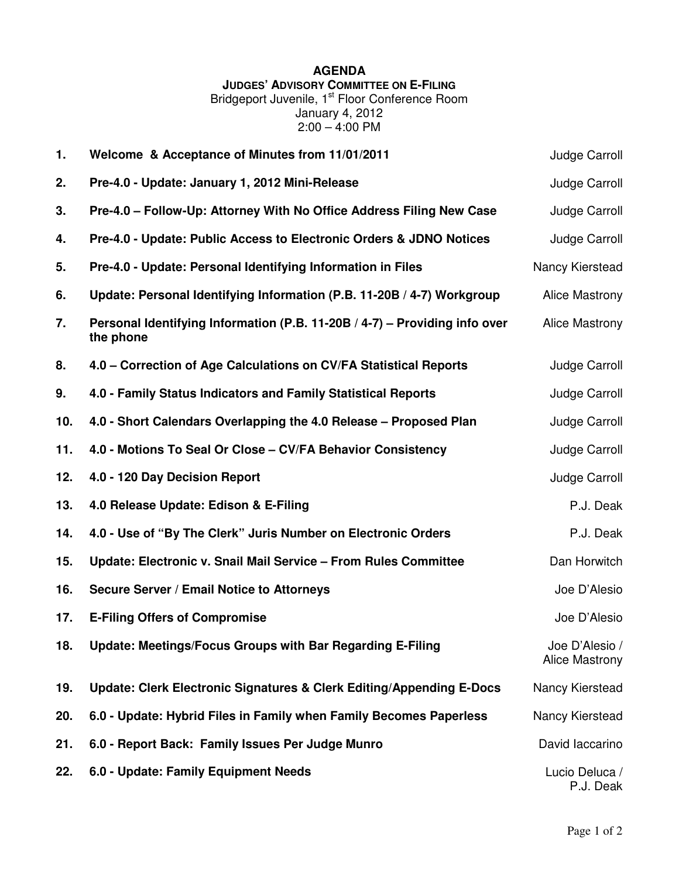# AGENDA

## JUDGES' ADVISORY COMMITTEE ON E-FILING

Bridgeport Juvenile, 1st Floor Conference Room
January 4, 2012
2:00 – 4:00 PM

| # | Item | Presenter |
|---|---|---|
| 1. | **Welcome & Acceptance of Minutes from 11/01/2011** | Judge Carroll |
| 2. | **Pre-4.0 - Update: January 1, 2012 Mini-Release** | Judge Carroll |
| 3. | **Pre-4.0 – Follow-Up: Attorney With No Office Address Filing New Case** | Judge Carroll |
| 4. | **Pre-4.0 - Update: Public Access to Electronic Orders & JDNO Notices** | Judge Carroll |
| 5. | **Pre-4.0 - Update: Personal Identifying Information in Files** | Nancy Kierstead |
| 6. | **Update: Personal Identifying Information (P.B. 11-20B / 4-7) Workgroup** | Alice Mastrony |
| 7. | **Personal Identifying Information (P.B. 11-20B / 4-7) – Providing info over the phone** | Alice Mastrony |
| 8. | **4.0 – Correction of Age Calculations on CV/FA Statistical Reports** | Judge Carroll |
| 9. | **4.0 - Family Status Indicators and Family Statistical Reports** | Judge Carroll |
| 10. | **4.0 - Short Calendars Overlapping the 4.0 Release – Proposed Plan** | Judge Carroll |
| 11. | **4.0 - Motions To Seal Or Close – CV/FA Behavior Consistency** | Judge Carroll |
| 12. | **4.0 - 120 Day Decision Report** | Judge Carroll |
| 13. | **4.0 Release Update: Edison & E-Filing** | P.J. Deak |
| 14. | **4.0 - Use of "By The Clerk" Juris Number on Electronic Orders** | P.J. Deak |
| 15. | **Update: Electronic v. Snail Mail Service – From Rules Committee** | Dan Horwitch |
| 16. | **Secure Server / Email Notice to Attorneys** | Joe D'Alesio |
| 17. | **E-Filing Offers of Compromise** | Joe D'Alesio |
| 18. | **Update: Meetings/Focus Groups with Bar Regarding E-Filing** | Joe D'Alesio / Alice Mastrony |
| 19. | **Update: Clerk Electronic Signatures & Clerk Editing/Appending E-Docs** | Nancy Kierstead |
| 20. | **6.0 - Update: Hybrid Files in Family when Family Becomes Paperless** | Nancy Kierstead |
| 21. | **6.0 - Report Back: Family Issues Per Judge Munro** | David Iaccarino |
| 22. | **6.0 - Update: Family Equipment Needs** | Lucio Deluca / P.J. Deak |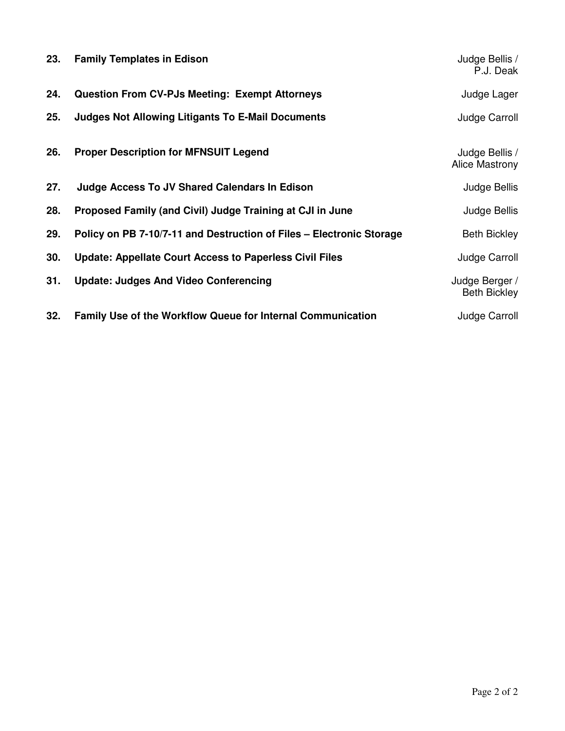| | | |
|---|---|---|
| **23.** | **Family Templates in Edison** | Judge Bellis / P.J. Deak |
| **24.** | **Question From CV-PJs Meeting: Exempt Attorneys** | Judge Lager |
| **25.** | **Judges Not Allowing Litigants To E-Mail Documents** | Judge Carroll |
| **26.** | **Proper Description for MFNSUIT Legend** | Judge Bellis / Alice Mastrony |
| **27.** | **Judge Access To JV Shared Calendars In Edison** | Judge Bellis |
| **28.** | **Proposed Family (and Civil) Judge Training at CJI in June** | Judge Bellis |
| **29.** | **Policy on PB 7-10/7-11 and Destruction of Files – Electronic Storage** | Beth Bickley |
| **30.** | **Update: Appellate Court Access to Paperless Civil Files** | Judge Carroll |
| **31.** | **Update: Judges And Video Conferencing** | Judge Berger / Beth Bickley |
| **32.** | **Family Use of the Workflow Queue for Internal Communication** | Judge Carroll |